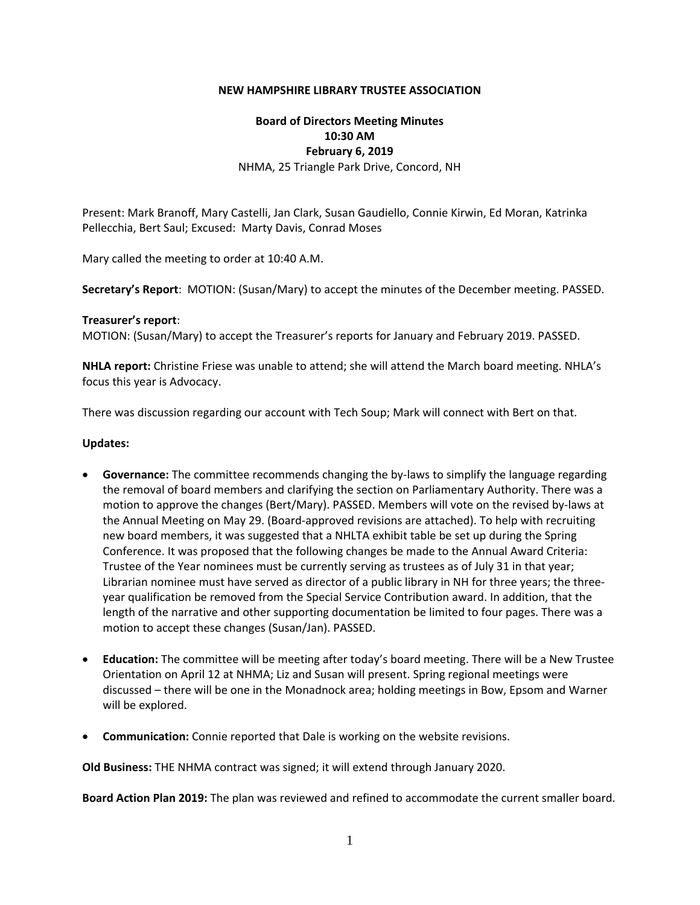**NEW HAMPSHIRE LIBRARY TRUSTEE ASSOCIATION**

**Board of Directors Meeting Minutes**
**10:30 AM**
**February 6, 2019**
NHMA, 25 Triangle Park Drive, Concord, NH

Present: Mark Branoff, Mary Castelli, Jan Clark, Susan Gaudiello, Connie Kirwin, Ed Moran, Katrinka Pellecchia, Bert Saul; Excused: Marty Davis, Conrad Moses

Mary called the meeting to order at 10:40 A.M.

**Secretary's Report**: MOTION: (Susan/Mary) to accept the minutes of the December meeting. PASSED.

**Treasurer's report**:
MOTION: (Susan/Mary) to accept the Treasurer's reports for January and February 2019. PASSED.

**NHLA report:** Christine Friese was unable to attend; she will attend the March board meeting. NHLA's focus this year is Advocacy.

There was discussion regarding our account with Tech Soup; Mark will connect with Bert on that.

**Updates:**

- **Governance:** The committee recommends changing the by-laws to simplify the language regarding the removal of board members and clarifying the section on Parliamentary Authority. There was a motion to approve the changes (Bert/Mary). PASSED. Members will vote on the revised by-laws at the Annual Meeting on May 29. (Board-approved revisions are attached). To help with recruiting new board members, it was suggested that a NHLTA exhibit table be set up during the Spring Conference. It was proposed that the following changes be made to the Annual Award Criteria: Trustee of the Year nominees must be currently serving as trustees as of July 31 in that year; Librarian nominee must have served as director of a public library in NH for three years; the three-year qualification be removed from the Special Service Contribution award. In addition, that the length of the narrative and other supporting documentation be limited to four pages. There was a motion to accept these changes (Susan/Jan). PASSED.

- **Education:** The committee will be meeting after today's board meeting. There will be a New Trustee Orientation on April 12 at NHMA; Liz and Susan will present. Spring regional meetings were discussed – there will be one in the Monadnock area; holding meetings in Bow, Epsom and Warner will be explored.

- **Communication:** Connie reported that Dale is working on the website revisions.

**Old Business:** THE NHMA contract was signed; it will extend through January 2020.

**Board Action Plan 2019:** The plan was reviewed and refined to accommodate the current smaller board.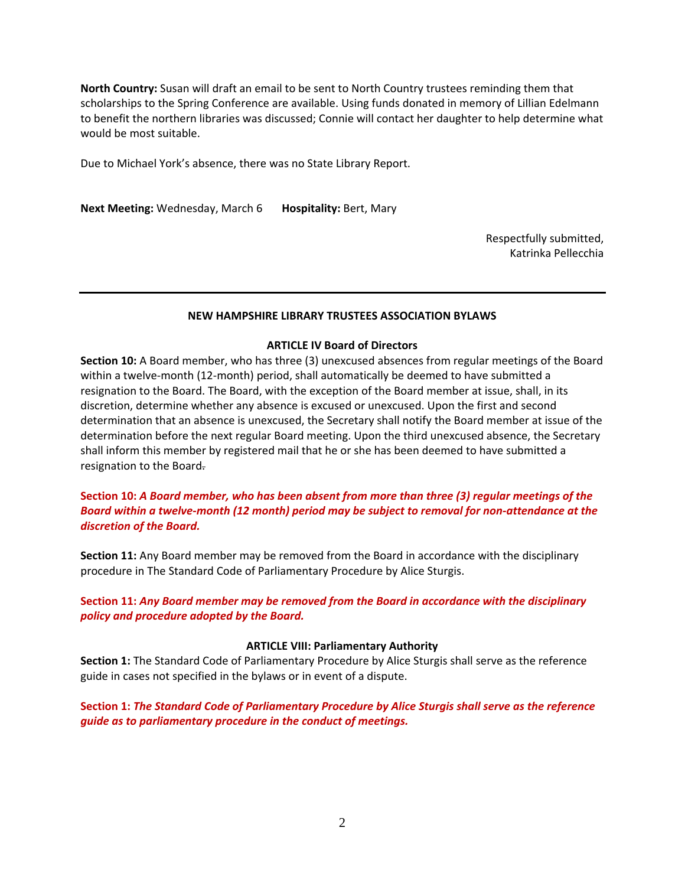**North Country:** Susan will draft an email to be sent to North Country trustees reminding them that scholarships to the Spring Conference are available. Using funds donated in memory of Lillian Edelmann to benefit the northern libraries was discussed; Connie will contact her daughter to help determine what would be most suitable.

Due to Michael York's absence, there was no State Library Report.

**Next Meeting:** Wednesday, March 6 **Hospitality:** Bert, Mary

Respectfully submitted,
Katrinka Pellecchia

---

### NEW HAMPSHIRE LIBRARY TRUSTEES ASSOCIATION BYLAWS

#### ARTICLE IV Board of Directors

**Section 10:** A Board member, who has three (3) unexcused absences from regular meetings of the Board within a twelve-month (12-month) period, shall automatically be deemed to have submitted a resignation to the Board. The Board, with the exception of the Board member at issue, shall, in its discretion, determine whether any absence is excused or unexcused. Upon the first and second determination that an absence is unexcused, the Secretary shall notify the Board member at issue of the determination before the next regular Board meeting. Upon the third unexcused absence, the Secretary shall inform this member by registered mail that he or she has been deemed to have submitted a resignation to the Board.

**Section 10:** ***A Board member, who has been absent from more than three (3) regular meetings of the Board within a twelve-month (12 month) period may be subject to removal for non-attendance at the discretion of the Board.***

**Section 11:** Any Board member may be removed from the Board in accordance with the disciplinary procedure in The Standard Code of Parliamentary Procedure by Alice Sturgis.

**Section 11:** ***Any Board member may be removed from the Board in accordance with the disciplinary policy and procedure adopted by the Board.***

#### ARTICLE VIII: Parliamentary Authority

**Section 1:** The Standard Code of Parliamentary Procedure by Alice Sturgis shall serve as the reference guide in cases not specified in the bylaws or in event of a dispute.

**Section 1:** ***The Standard Code of Parliamentary Procedure by Alice Sturgis shall serve as the reference guide as to parliamentary procedure in the conduct of meetings.***